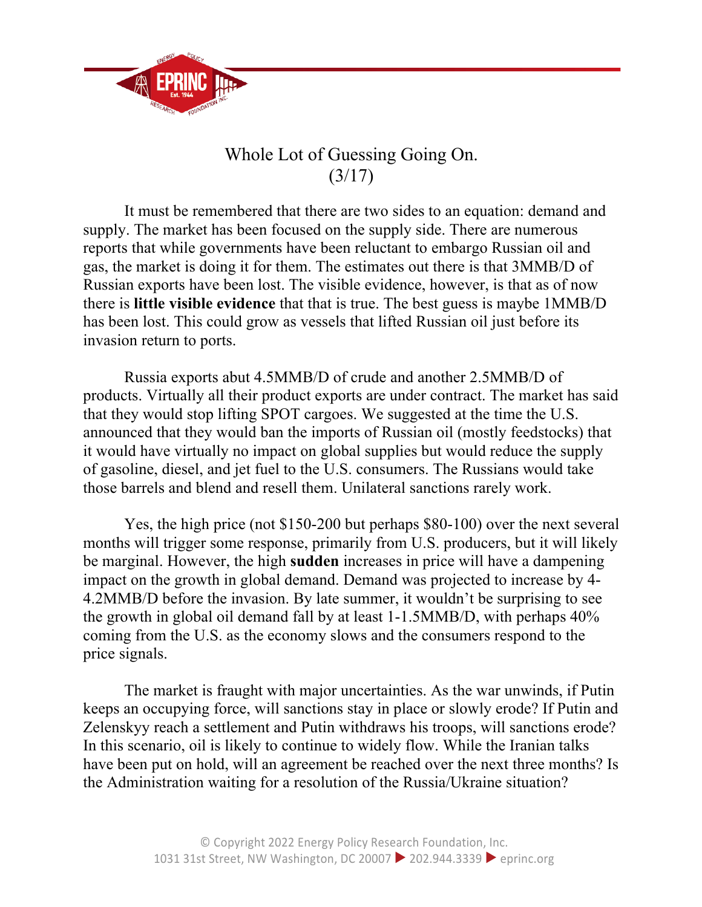# Whole Lot of Guessing Going On.
(3/17)

It must be remembered that there are two sides to an equation: demand and supply. The market has been focused on the supply side. There are numerous reports that while governments have been reluctant to embargo Russian oil and gas, the market is doing it for them. The estimates out there is that 3MMB/D of Russian exports have been lost. The visible evidence, however, is that as of now there is **little visible evidence** that that is true. The best guess is maybe 1MMB/D has been lost. This could grow as vessels that lifted Russian oil just before its invasion return to ports.

Russia exports abut 4.5MMB/D of crude and another 2.5MMB/D of products. Virtually all their product exports are under contract. The market has said that they would stop lifting SPOT cargoes. We suggested at the time the U.S. announced that they would ban the imports of Russian oil (mostly feedstocks) that it would have virtually no impact on global supplies but would reduce the supply of gasoline, diesel, and jet fuel to the U.S. consumers. The Russians would take those barrels and blend and resell them. Unilateral sanctions rarely work.

Yes, the high price (not $150-200 but perhaps $80-100) over the next several months will trigger some response, primarily from U.S. producers, but it will likely be marginal. However, the high **sudden** increases in price will have a dampening impact on the growth in global demand. Demand was projected to increase by 4-4.2MMB/D before the invasion. By late summer, it wouldn't be surprising to see the growth in global oil demand fall by at least 1-1.5MMB/D, with perhaps 40% coming from the U.S. as the economy slows and the consumers respond to the price signals.

The market is fraught with major uncertainties. As the war unwinds, if Putin keeps an occupying force, will sanctions stay in place or slowly erode? If Putin and Zelenskyy reach a settlement and Putin withdraws his troops, will sanctions erode? In this scenario, oil is likely to continue to widely flow. While the Iranian talks have been put on hold, will an agreement be reached over the next three months? Is the Administration waiting for a resolution of the Russia/Ukraine situation?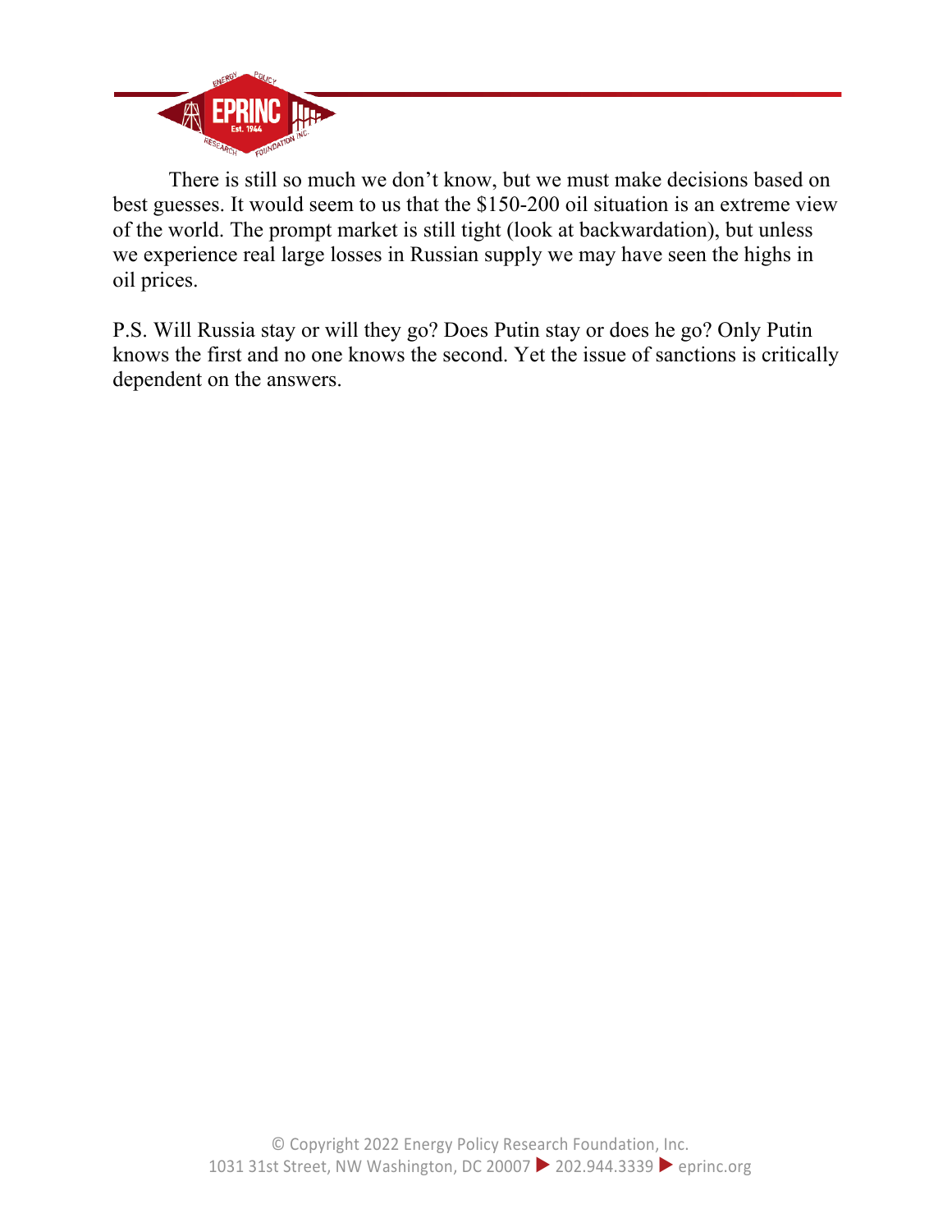There is still so much we don't know, but we must make decisions based on best guesses. It would seem to us that the $150-200 oil situation is an extreme view of the world. The prompt market is still tight (look at backwardation), but unless we experience real large losses in Russian supply we may have seen the highs in oil prices.

P.S. Will Russia stay or will they go? Does Putin stay or does he go? Only Putin knows the first and no one knows the second. Yet the issue of sanctions is critically dependent on the answers.